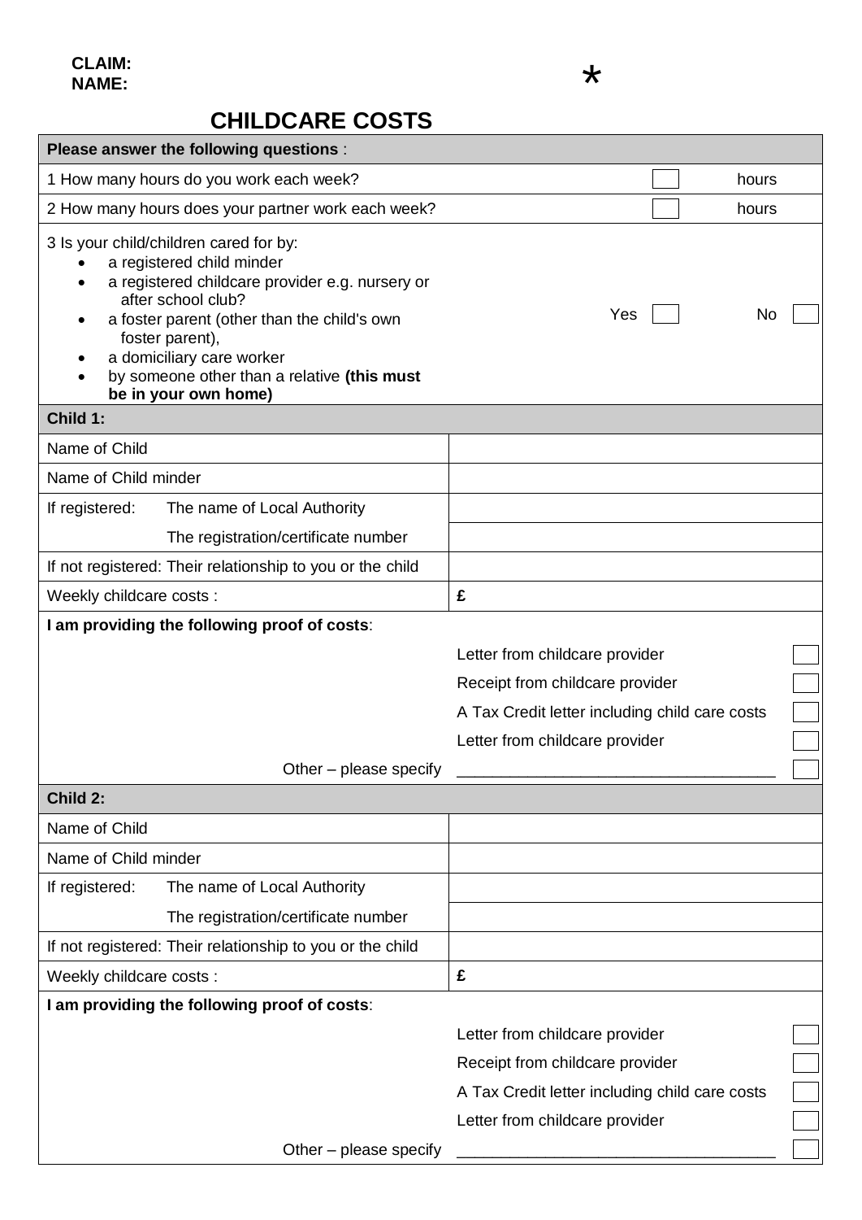**CLAIM:**
**NAME:**

*

# CHILDCARE COSTS

| **Please answer the following questions** : | | |
|---|---|---|
| 1 How many hours do you work each week? | ☐ | hours |
| 2 How many hours does your partner work each week? | ☐ | hours |

3 Is your child/children cared for by:

- a registered child minder
- a registered childcare provider e.g. nursery or after school club?
- a foster parent (other than the child's own foster parent),
- a domiciliary care worker
- by someone other than a relative **(this must be in your own home)**

Yes ☐ No ☐

**Child 1:**

| | |
|---|---|
| Name of Child | |
| Name of Child minder | |
| If registered: The name of Local Authority | |
| The registration/certificate number | |
| If not registered: Their relationship to you or the child | |
| Weekly childcare costs : | £ |

**I am providing the following proof of costs**:

| | |
|---|---|
| Letter from childcare provider | ☐ |
| Receipt from childcare provider | ☐ |
| A Tax Credit letter including child care costs | ☐ |
| Letter from childcare provider | ☐ |
| Other – please specify ____________________________________ | ☐ |

**Child 2:**

| | |
|---|---|
| Name of Child | |
| Name of Child minder | |
| If registered: The name of Local Authority | |
| The registration/certificate number | |
| If not registered: Their relationship to you or the child | |
| Weekly childcare costs : | £ |

**I am providing the following proof of costs**:

| | |
|---|---|
| Letter from childcare provider | ☐ |
| Receipt from childcare provider | ☐ |
| A Tax Credit letter including child care costs | ☐ |
| Letter from childcare provider | ☐ |
| Other – please specify ____________________________________ | ☐ |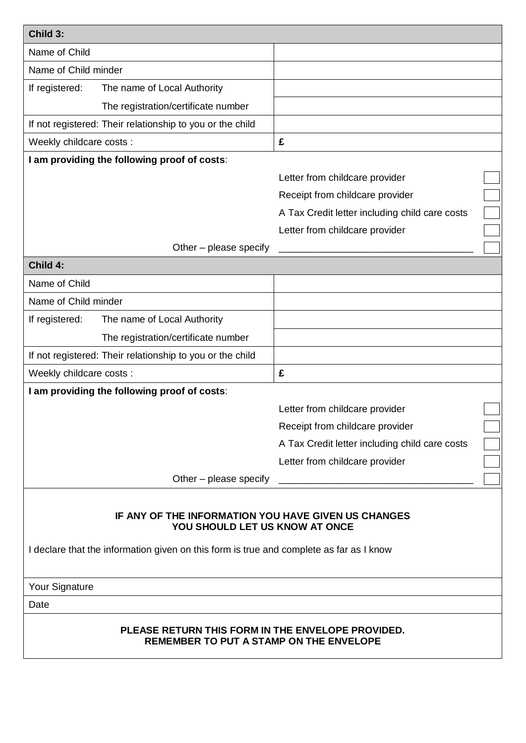| Child 3: | | |
|---|---|---|
| Name of Child | | |
| Name of Child minder | | |
| If registered: The name of Local Authority | | |
| The registration/certificate number | | |
| If not registered: Their relationship to you or the child | | |
| Weekly childcare costs : | £ | |
| **I am providing the following proof of costs**: | | |
| | Letter from childcare provider | ☐ |
| | Receipt from childcare provider | ☐ |
| | A Tax Credit letter including child care costs | ☐ |
| | Letter from childcare provider | ☐ |
| Other – please specify | ___________________________________ | ☐ |

| Child 4: | | |
|---|---|---|
| Name of Child | | |
| Name of Child minder | | |
| If registered: The name of Local Authority | | |
| The registration/certificate number | | |
| If not registered: Their relationship to you or the child | | |
| Weekly childcare costs : | £ | |
| **I am providing the following proof of costs**: | | |
| | Letter from childcare provider | ☐ |
| | Receipt from childcare provider | ☐ |
| | A Tax Credit letter including child care costs | ☐ |
| | Letter from childcare provider | ☐ |
| Other – please specify | ___________________________________ | ☐ |

**IF ANY OF THE INFORMATION YOU HAVE GIVEN US CHANGES YOU SHOULD LET US KNOW AT ONCE**

I declare that the information given on this form is true and complete as far as I know

| | |
|---|---|
| Your Signature | |
| Date | |

**PLEASE RETURN THIS FORM IN THE ENVELOPE PROVIDED.**
**REMEMBER TO PUT A STAMP ON THE ENVELOPE**